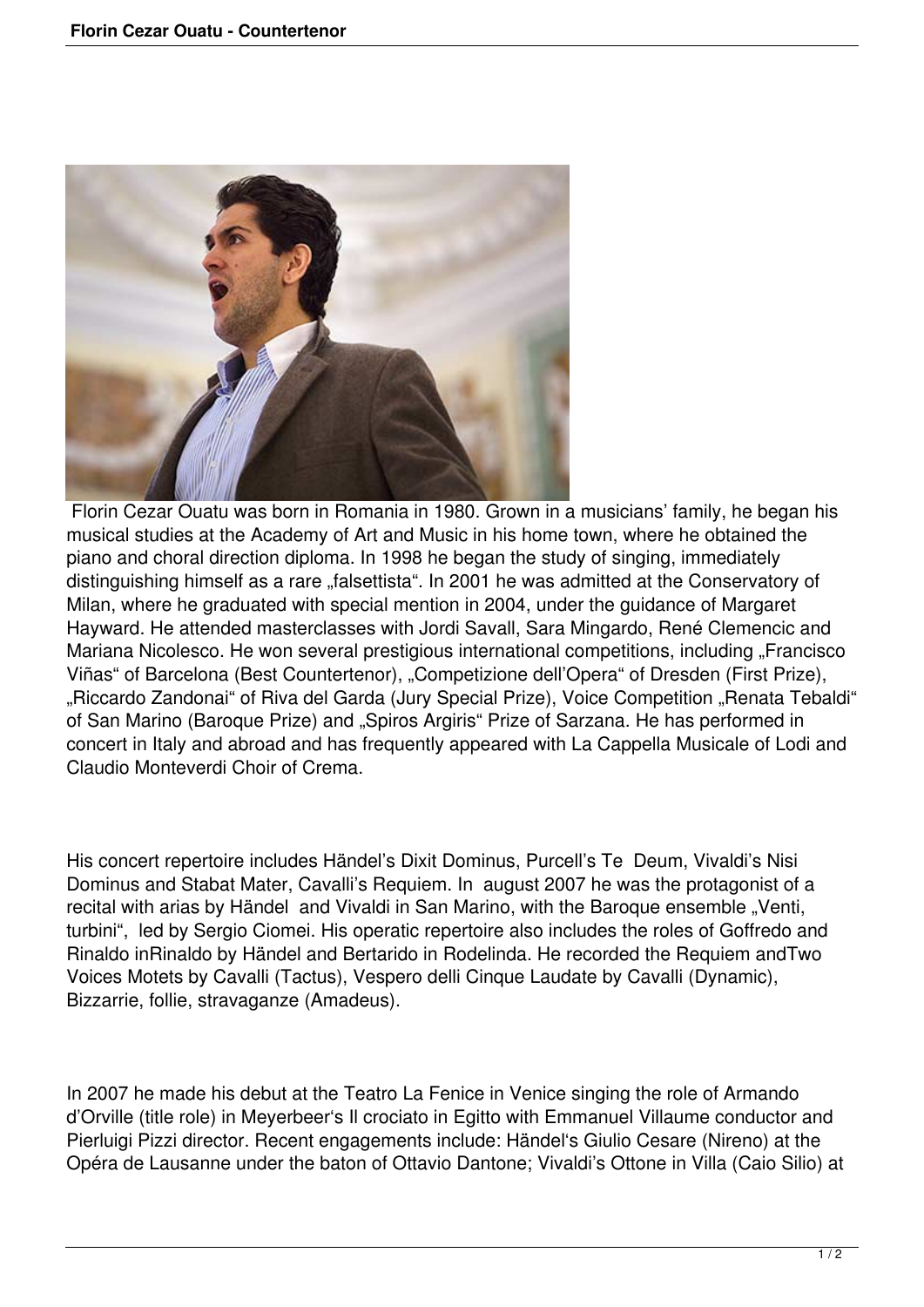Florin Cezar Ouatu was born in Romania in 1980. Grown in a musicians' family, he began his musical studies at the Academy of Art and Music in his home town, where he obtained the piano and choral direction diploma. In 1998 he began the study of singing, immediately distinguishing himself as a rare „falsettista". In 2001 he was admitted at the Conservatory of Milan, where he graduated with special mention in 2004, under the guidance of Margaret Hayward. He attended masterclasses with Jordi Savall, Sara Mingardo, René Clemencic and Mariana Nicolesco. He won several prestigious international competitions, including „Francisco Viñas" of Barcelona (Best Countertenor), „Competizione dell'Opera" of Dresden (First Prize), „Riccardo Zandonai" of Riva del Garda (Jury Special Prize), Voice Competition „Renata Tebaldi" of San Marino (Baroque Prize) and „Spiros Argiris" Prize of Sarzana. He has performed in concert in Italy and abroad and has frequently appeared with La Cappella Musicale of Lodi and Claudio Monteverdi Choir of Crema.

His concert repertoire includes Händel's Dixit Dominus, Purcell's Te Deum, Vivaldi's Nisi Dominus and Stabat Mater, Cavalli's Requiem. In august 2007 he was the protagonist of a recital with arias by Händel and Vivaldi in San Marino, with the Baroque ensemble „Venti, turbini", led by Sergio Ciomei. His operatic repertoire also includes the roles of Goffredo and Rinaldo inRinaldo by Händel and Bertarido in Rodelinda. He recorded the Requiem andTwo Voices Motets by Cavalli (Tactus), Vespero delli Cinque Laudate by Cavalli (Dynamic), Bizzarrie, follie, stravaganze (Amadeus).

In 2007 he made his debut at the Teatro La Fenice in Venice singing the role of Armando d'Orville (title role) in Meyerbeer's Il crociato in Egitto with Emmanuel Villaume conductor and Pierluigi Pizzi director. Recent engagements include: Händel's Giulio Cesare (Nireno) at the Opéra de Lausanne under the baton of Ottavio Dantone; Vivaldi's Ottone in Villa (Caio Silio) at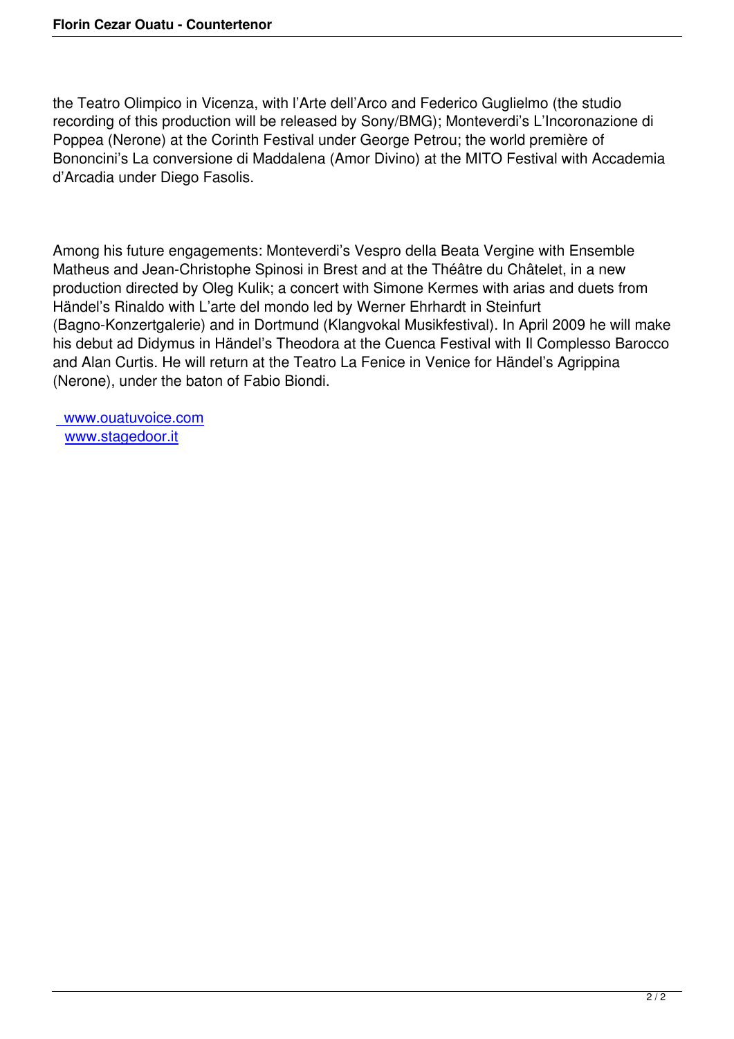the Teatro Olimpico in Vicenza, with l'Arte dell'Arco and Federico Guglielmo (the studio recording of this production will be released by Sony/BMG); Monteverdi's L'Incoronazione di Poppea (Nerone) at the Corinth Festival under George Petrou; the world première of Bononcini's La conversione di Maddalena (Amor Divino) at the MITO Festival with Accademia d'Arcadia under Diego Fasolis.

Among his future engagements: Monteverdi's Vespro della Beata Vergine with Ensemble Matheus and Jean-Christophe Spinosi in Brest and at the Théâtre du Châtelet, in a new production directed by Oleg Kulik; a concert with Simone Kermes with arias and duets from Händel's Rinaldo with L'arte del mondo led by Werner Ehrhardt in Steinfurt (Bagno-Konzertgalerie) and in Dortmund (Klangvokal Musikfestival). In April 2009 he will make his debut ad Didymus in Händel's Theodora at the Cuenca Festival with Il Complesso Barocco and Alan Curtis. He will return at the Teatro La Fenice in Venice for Händel's Agrippina (Nerone), under the baton of Fabio Biondi.

www.ouatuvoice.com
www.stagedoor.it